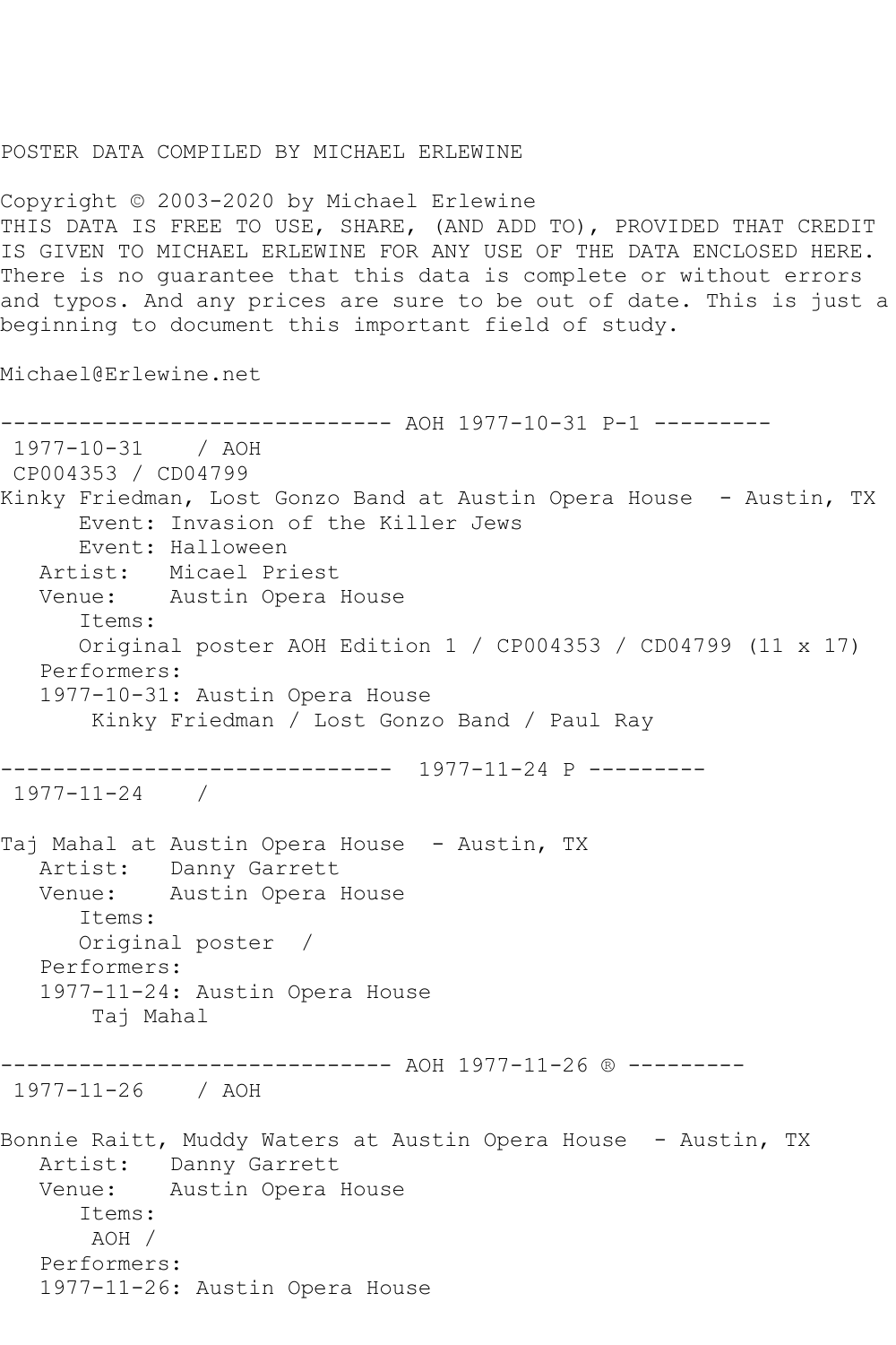POSTER DATA COMPILED BY MICHAEL ERLEWINE

Copyright © 2003-2020 by Michael Erlewine
THIS DATA IS FREE TO USE, SHARE, (AND ADD TO), PROVIDED THAT CREDIT IS GIVEN TO MICHAEL ERLEWINE FOR ANY USE OF THE DATA ENCLOSED HERE. There is no guarantee that this data is complete or without errors and typos. And any prices are sure to be out of date. This is just a beginning to document this important field of study.

Michael@Erlewine.net

```
------------------------------ AOH 1977-10-31 P-1 ---------
 1977-10-31    / AOH
 CP004353 / CD04799
Kinky Friedman, Lost Gonzo Band at Austin Opera House  - Austin, TX
      Event: Invasion of the Killer Jews
      Event: Halloween
   Artist:   Micael Priest
   Venue:    Austin Opera House
      Items:
      Original poster AOH Edition 1 / CP004353 / CD04799 (11 x 17)
   Performers:
   1977-10-31: Austin Opera House
       Kinky Friedman / Lost Gonzo Band / Paul Ray

------------------------------  1977-11-24 P ---------
 1977-11-24    /

Taj Mahal at Austin Opera House  - Austin, TX
   Artist:   Danny Garrett
   Venue:    Austin Opera House
      Items:
      Original poster  /
   Performers:
   1977-11-24: Austin Opera House
       Taj Mahal

------------------------------ AOH 1977-11-26 ® ---------
 1977-11-26    / AOH

Bonnie Raitt, Muddy Waters at Austin Opera House  - Austin, TX
   Artist:   Danny Garrett
   Venue:    Austin Opera House
      Items:
       AOH /
   Performers:
   1977-11-26: Austin Opera House
```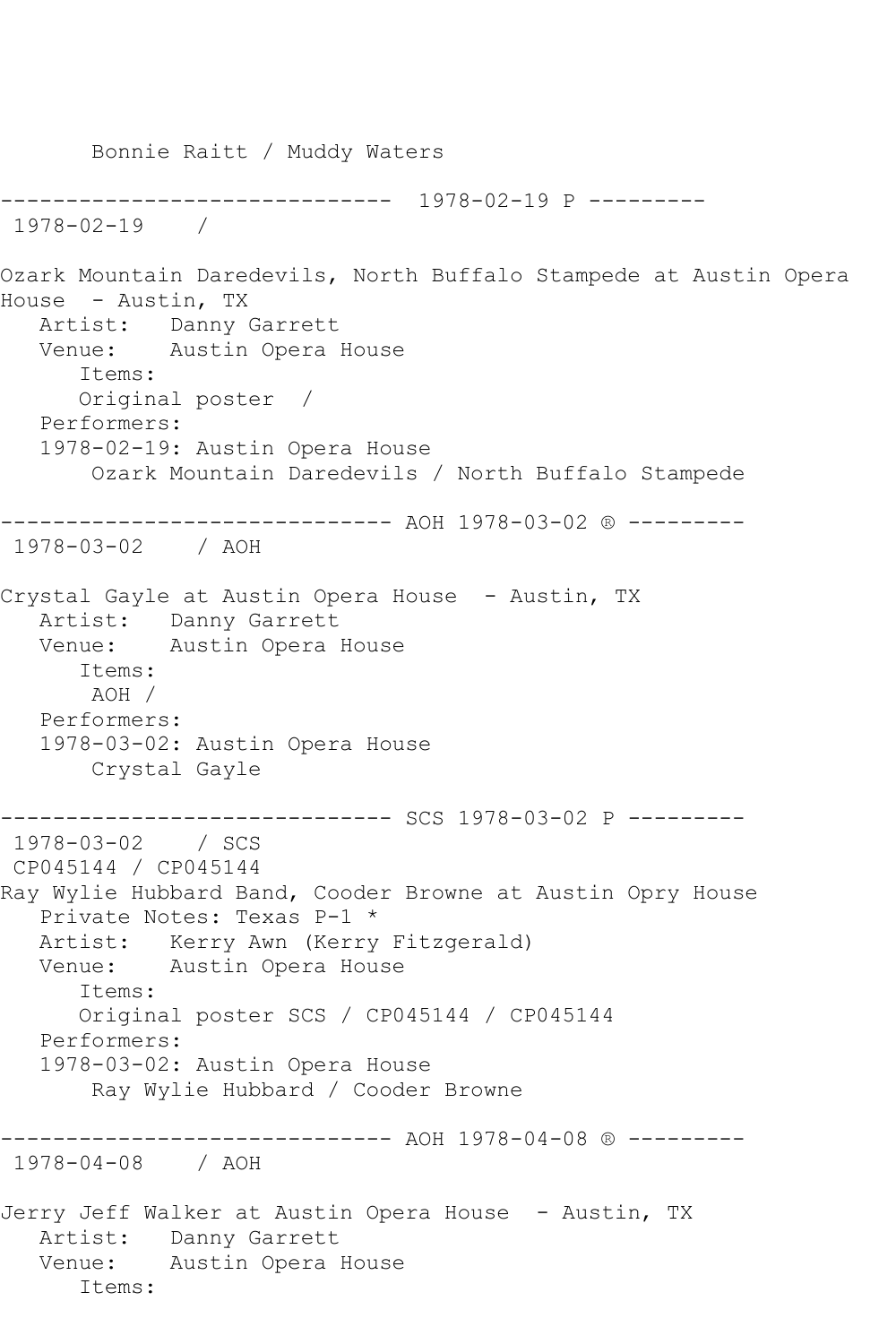Bonnie Raitt / Muddy Waters

------------------------------ 1978-02-19 P ---------
1978-02-19 /

Ozark Mountain Daredevils, North Buffalo Stampede at Austin Opera House - Austin, TX
Artist: Danny Garrett
Venue: Austin Opera House
Items:
Original poster /
Performers:
1978-02-19: Austin Opera House
Ozark Mountain Daredevils / North Buffalo Stampede

------------------------------ AOH 1978-03-02 ® ---------
1978-03-02 / AOH

Crystal Gayle at Austin Opera House - Austin, TX
Artist: Danny Garrett
Venue: Austin Opera House
Items:
AOH /
Performers:
1978-03-02: Austin Opera House
Crystal Gayle

------------------------------ SCS 1978-03-02 P ---------
1978-03-02 / SCS
CP045144 / CP045144
Ray Wylie Hubbard Band, Cooder Browne at Austin Opry House
Private Notes: Texas P-1 *
Artist: Kerry Awn (Kerry Fitzgerald)
Venue: Austin Opera House
Items:
Original poster SCS / CP045144 / CP045144
Performers:
1978-03-02: Austin Opera House
Ray Wylie Hubbard / Cooder Browne

------------------------------ AOH 1978-04-08 ® ---------
1978-04-08 / AOH

Jerry Jeff Walker at Austin Opera House - Austin, TX
Artist: Danny Garrett
Venue: Austin Opera House
Items: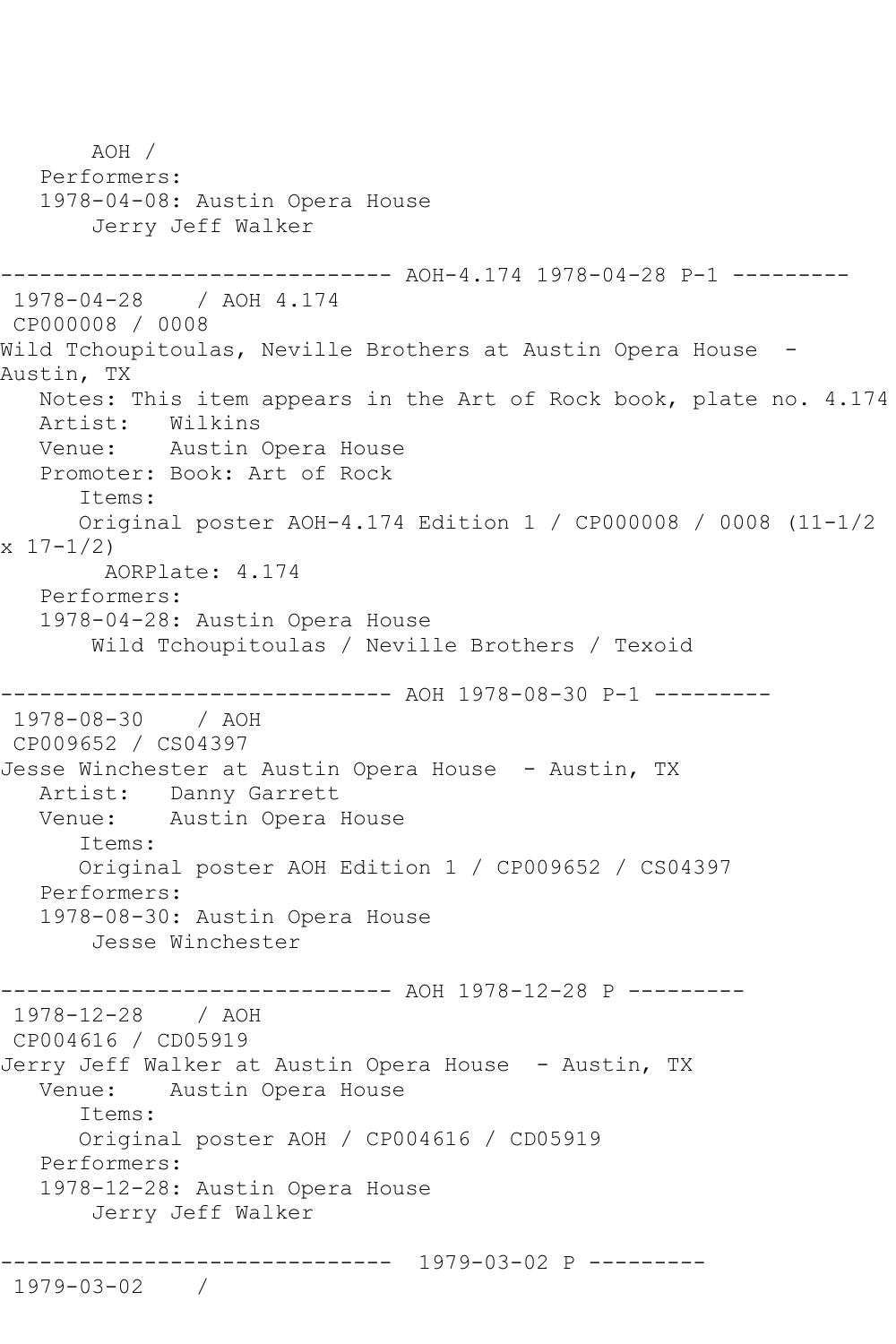```
      AOH /
   Performers:
   1978-04-08: Austin Opera House
       Jerry Jeff Walker

------------------------------ AOH-4.174 1978-04-28 P-1 ---------
 1978-04-28    / AOH 4.174
 CP000008 / 0008
Wild Tchoupitoulas, Neville Brothers at Austin Opera House  -
Austin, TX
   Notes: This item appears in the Art of Rock book, plate no. 4.174
   Artist:   Wilkins
   Venue:    Austin Opera House
   Promoter: Book: Art of Rock
      Items:
      Original poster AOH-4.174 Edition 1 / CP000008 / 0008 (11-1/2
x 17-1/2)
        AORPlate: 4.174
   Performers:
   1978-04-28: Austin Opera House
       Wild Tchoupitoulas / Neville Brothers / Texoid

------------------------------ AOH 1978-08-30 P-1 ---------
 1978-08-30    / AOH
 CP009652 / CS04397
Jesse Winchester at Austin Opera House  - Austin, TX
   Artist:   Danny Garrett
   Venue:    Austin Opera House
      Items:
      Original poster AOH Edition 1 / CP009652 / CS04397
   Performers:
   1978-08-30: Austin Opera House
       Jesse Winchester

------------------------------ AOH 1978-12-28 P ---------
 1978-12-28    / AOH
 CP004616 / CD05919
Jerry Jeff Walker at Austin Opera House  - Austin, TX
   Venue:    Austin Opera House
      Items:
      Original poster AOH / CP004616 / CD05919
   Performers:
   1978-12-28: Austin Opera House
       Jerry Jeff Walker

------------------------------  1979-03-02 P ---------
 1979-03-02    /
```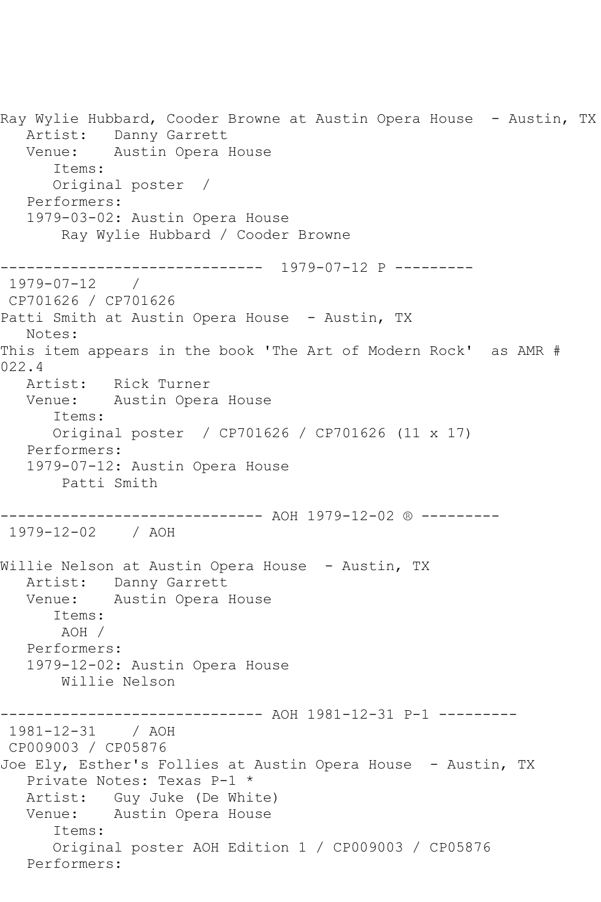Ray Wylie Hubbard, Cooder Browne at Austin Opera House - Austin, TX
   Artist:   Danny Garrett
   Venue:    Austin Opera House
      Items:
      Original poster  /
   Performers:
   1979-03-02: Austin Opera House
       Ray Wylie Hubbard / Cooder Browne

------------------------------ 1979-07-12 P ---------
 1979-07-12    /
 CP701626 / CP701626
Patti Smith at Austin Opera House - Austin, TX
   Notes:
This item appears in the book 'The Art of Modern Rock'  as AMR # 022.4
   Artist:   Rick Turner
   Venue:    Austin Opera House
      Items:
      Original poster  / CP701626 / CP701626 (11 x 17)
   Performers:
   1979-07-12: Austin Opera House
       Patti Smith

------------------------------ AOH 1979-12-02 ® ---------
 1979-12-02    / AOH

Willie Nelson at Austin Opera House - Austin, TX
   Artist:   Danny Garrett
   Venue:    Austin Opera House
      Items:
       AOH /
   Performers:
   1979-12-02: Austin Opera House
       Willie Nelson

------------------------------ AOH 1981-12-31 P-1 ---------
 1981-12-31    / AOH
 CP009003 / CP05876
Joe Ely, Esther's Follies at Austin Opera House - Austin, TX
   Private Notes: Texas P-1 *
   Artist:   Guy Juke (De White)
   Venue:    Austin Opera House
      Items:
      Original poster AOH Edition 1 / CP009003 / CP05876
   Performers: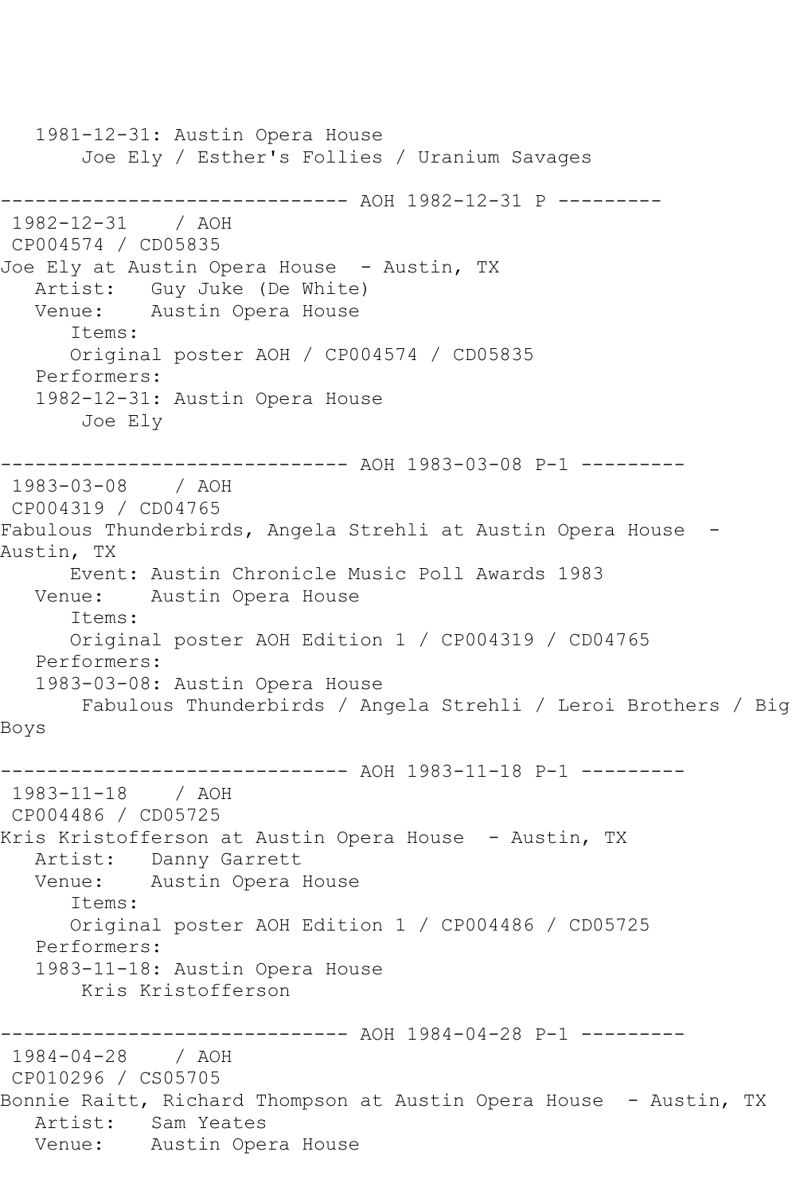```
   1981-12-31: Austin Opera House
       Joe Ely / Esther's Follies / Uranium Savages

------------------------------ AOH 1982-12-31 P ---------
 1982-12-31    / AOH
 CP004574 / CD05835
Joe Ely at Austin Opera House  - Austin, TX
   Artist:   Guy Juke (De White)
   Venue:    Austin Opera House
      Items:
      Original poster AOH / CP004574 / CD05835
   Performers:
   1982-12-31: Austin Opera House
       Joe Ely

------------------------------ AOH 1983-03-08 P-1 ---------
 1983-03-08    / AOH
 CP004319 / CD04765
Fabulous Thunderbirds, Angela Strehli at Austin Opera House  -
Austin, TX
      Event: Austin Chronicle Music Poll Awards 1983
   Venue:    Austin Opera House
      Items:
      Original poster AOH Edition 1 / CP004319 / CD04765
   Performers:
   1983-03-08: Austin Opera House
       Fabulous Thunderbirds / Angela Strehli / Leroi Brothers / Big
Boys

------------------------------ AOH 1983-11-18 P-1 ---------
 1983-11-18    / AOH
 CP004486 / CD05725
Kris Kristofferson at Austin Opera House  - Austin, TX
   Artist:   Danny Garrett
   Venue:    Austin Opera House
      Items:
      Original poster AOH Edition 1 / CP004486 / CD05725
   Performers:
   1983-11-18: Austin Opera House
       Kris Kristofferson

------------------------------ AOH 1984-04-28 P-1 ---------
 1984-04-28    / AOH
 CP010296 / CS05705
Bonnie Raitt, Richard Thompson at Austin Opera House  - Austin, TX
   Artist:   Sam Yeates
   Venue:    Austin Opera House
```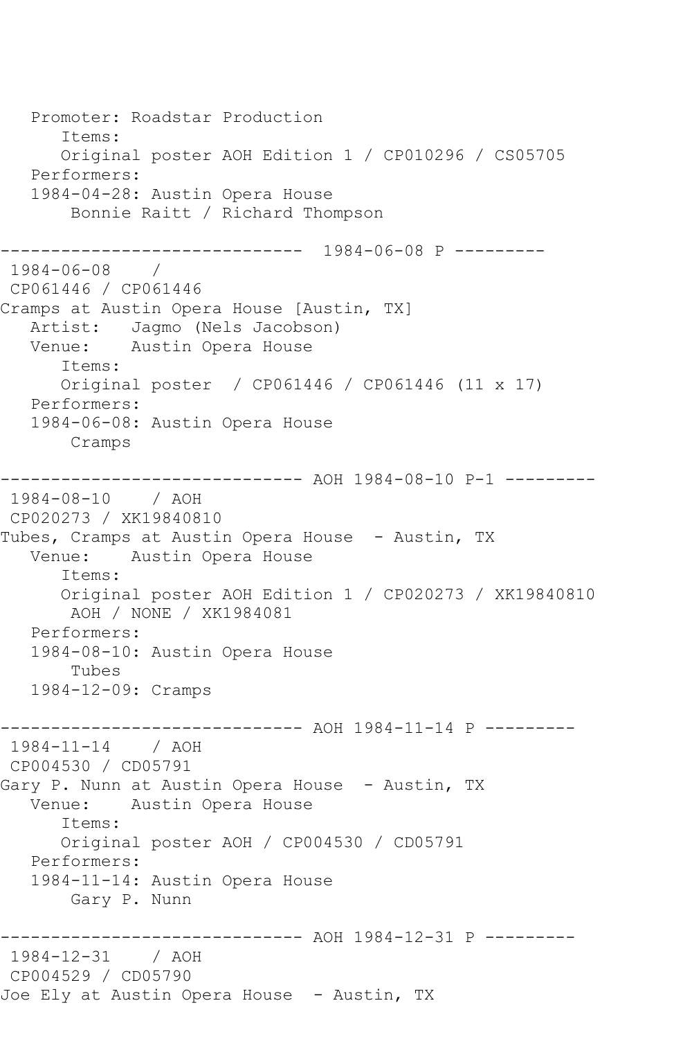```
   Promoter: Roadstar Production
      Items:
      Original poster AOH Edition 1 / CP010296 / CS05705
   Performers:
   1984-04-28: Austin Opera House
       Bonnie Raitt / Richard Thompson

------------------------------  1984-06-08 P ---------
 1984-06-08    /
 CP061446 / CP061446
Cramps at Austin Opera House [Austin, TX]
   Artist:   Jagmo (Nels Jacobson)
   Venue:    Austin Opera House
      Items:
      Original poster  / CP061446 / CP061446 (11 x 17)
   Performers:
   1984-06-08: Austin Opera House
       Cramps

------------------------------ AOH 1984-08-10 P-1 ---------
 1984-08-10    / AOH
 CP020273 / XK19840810
Tubes, Cramps at Austin Opera House  - Austin, TX
   Venue:    Austin Opera House
      Items:
      Original poster AOH Edition 1 / CP020273 / XK19840810
       AOH / NONE / XK1984081
   Performers:
   1984-08-10: Austin Opera House
       Tubes
   1984-12-09: Cramps

------------------------------ AOH 1984-11-14 P ---------
 1984-11-14    / AOH
 CP004530 / CD05791
Gary P. Nunn at Austin Opera House  - Austin, TX
   Venue:    Austin Opera House
      Items:
      Original poster AOH / CP004530 / CD05791
   Performers:
   1984-11-14: Austin Opera House
       Gary P. Nunn

------------------------------ AOH 1984-12-31 P ---------
 1984-12-31    / AOH
 CP004529 / CD05790
Joe Ely at Austin Opera House  - Austin, TX
```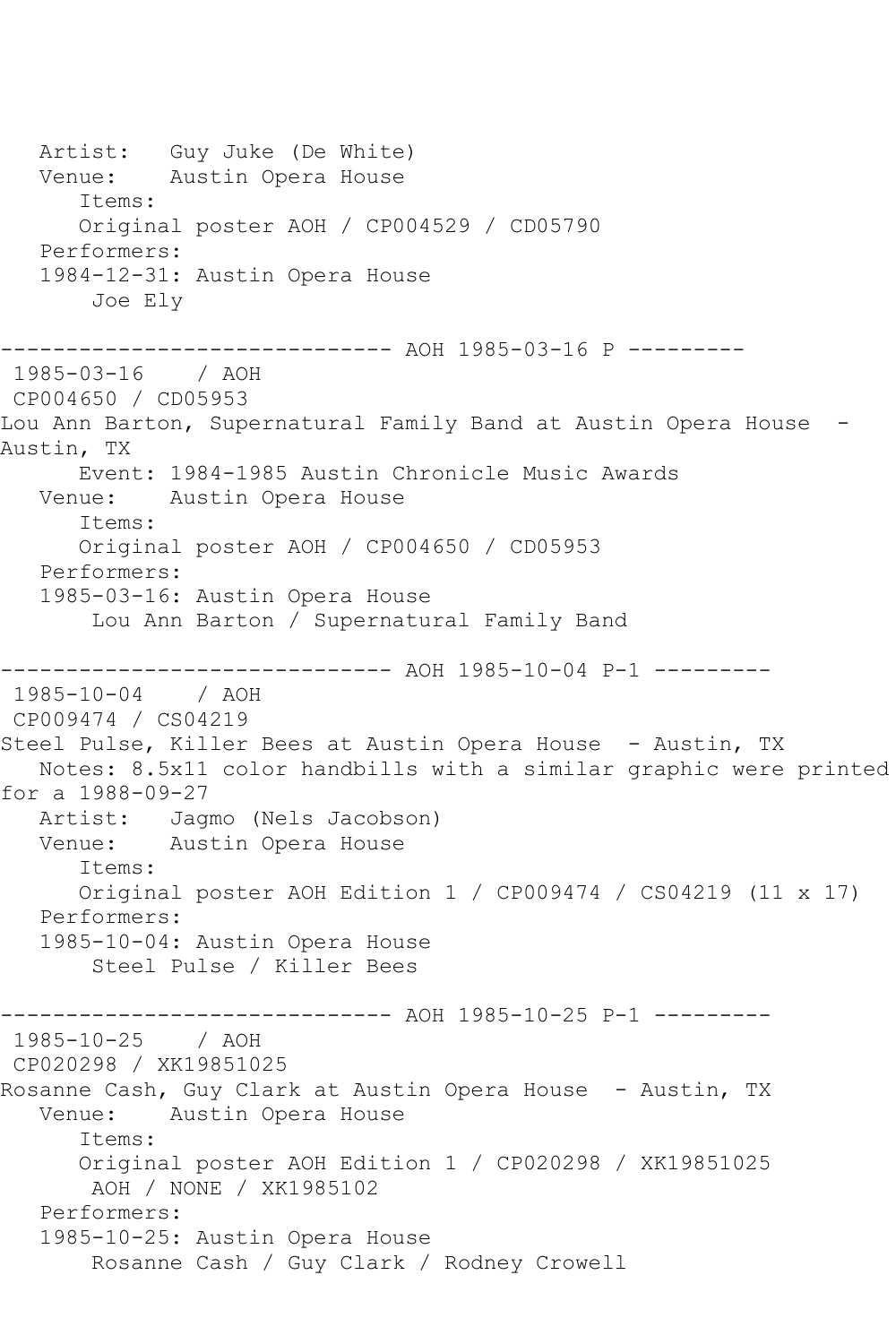```
   Artist:   Guy Juke (De White)
   Venue:    Austin Opera House
      Items:
      Original poster AOH / CP004529 / CD05790
   Performers:
   1984-12-31: Austin Opera House
       Joe Ely

------------------------------ AOH 1985-03-16 P ---------
 1985-03-16    / AOH
 CP004650 / CD05953
Lou Ann Barton, Supernatural Family Band at Austin Opera House  -
Austin, TX
      Event: 1984-1985 Austin Chronicle Music Awards
   Venue:    Austin Opera House
      Items:
      Original poster AOH / CP004650 / CD05953
   Performers:
   1985-03-16: Austin Opera House
       Lou Ann Barton / Supernatural Family Band

------------------------------ AOH 1985-10-04 P-1 ---------
 1985-10-04    / AOH
 CP009474 / CS04219
Steel Pulse, Killer Bees at Austin Opera House  - Austin, TX
   Notes: 8.5x11 color handbills with a similar graphic were printed
for a 1988-09-27
   Artist:   Jagmo (Nels Jacobson)
   Venue:    Austin Opera House
      Items:
      Original poster AOH Edition 1 / CP009474 / CS04219 (11 x 17)
   Performers:
   1985-10-04: Austin Opera House
       Steel Pulse / Killer Bees

------------------------------ AOH 1985-10-25 P-1 ---------
 1985-10-25    / AOH
 CP020298 / XK19851025
Rosanne Cash, Guy Clark at Austin Opera House  - Austin, TX
   Venue:    Austin Opera House
      Items:
      Original poster AOH Edition 1 / CP020298 / XK19851025
       AOH / NONE / XK1985102
   Performers:
   1985-10-25: Austin Opera House
       Rosanne Cash / Guy Clark / Rodney Crowell
```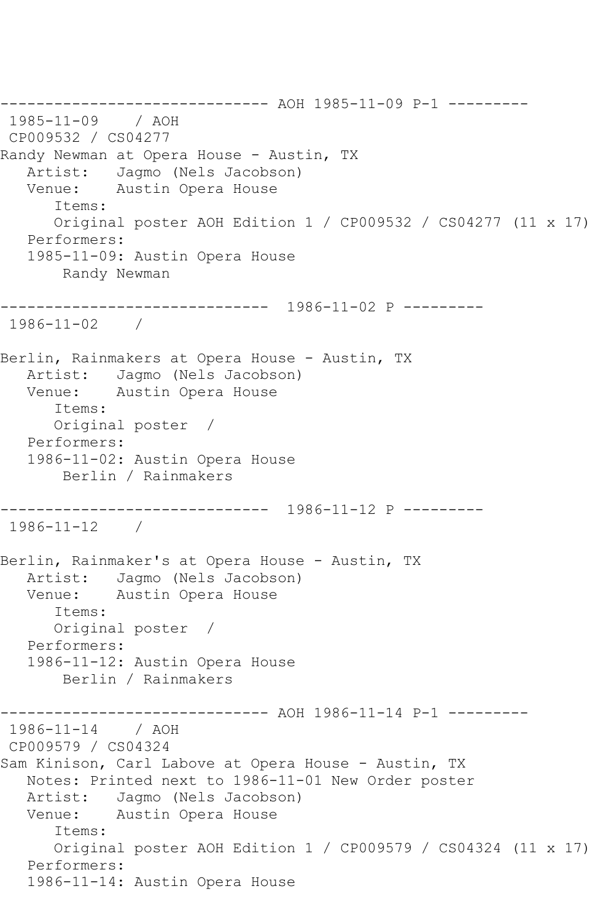------------------------------ AOH 1985-11-09 P-1 ---------
1985-11-09    / AOH
CP009532 / CS04277
Randy Newman at Opera House - Austin, TX
   Artist:   Jagmo (Nels Jacobson)
   Venue:    Austin Opera House
      Items:
      Original poster AOH Edition 1 / CP009532 / CS04277 (11 x 17)
   Performers:
   1985-11-09: Austin Opera House
       Randy Newman

------------------------------  1986-11-02 P ---------
1986-11-02    /

Berlin, Rainmakers at Opera House - Austin, TX
   Artist:   Jagmo (Nels Jacobson)
   Venue:    Austin Opera House
      Items:
      Original poster  /
   Performers:
   1986-11-02: Austin Opera House
       Berlin / Rainmakers

------------------------------  1986-11-12 P ---------
1986-11-12    /

Berlin, Rainmaker's at Opera House - Austin, TX
   Artist:   Jagmo (Nels Jacobson)
   Venue:    Austin Opera House
      Items:
      Original poster  /
   Performers:
   1986-11-12: Austin Opera House
       Berlin / Rainmakers

------------------------------ AOH 1986-11-14 P-1 ---------
1986-11-14    / AOH
CP009579 / CS04324
Sam Kinison, Carl Labove at Opera House - Austin, TX
   Notes: Printed next to 1986-11-01 New Order poster
   Artist:   Jagmo (Nels Jacobson)
   Venue:    Austin Opera House
      Items:
      Original poster AOH Edition 1 / CP009579 / CS04324 (11 x 17)
   Performers:
   1986-11-14: Austin Opera House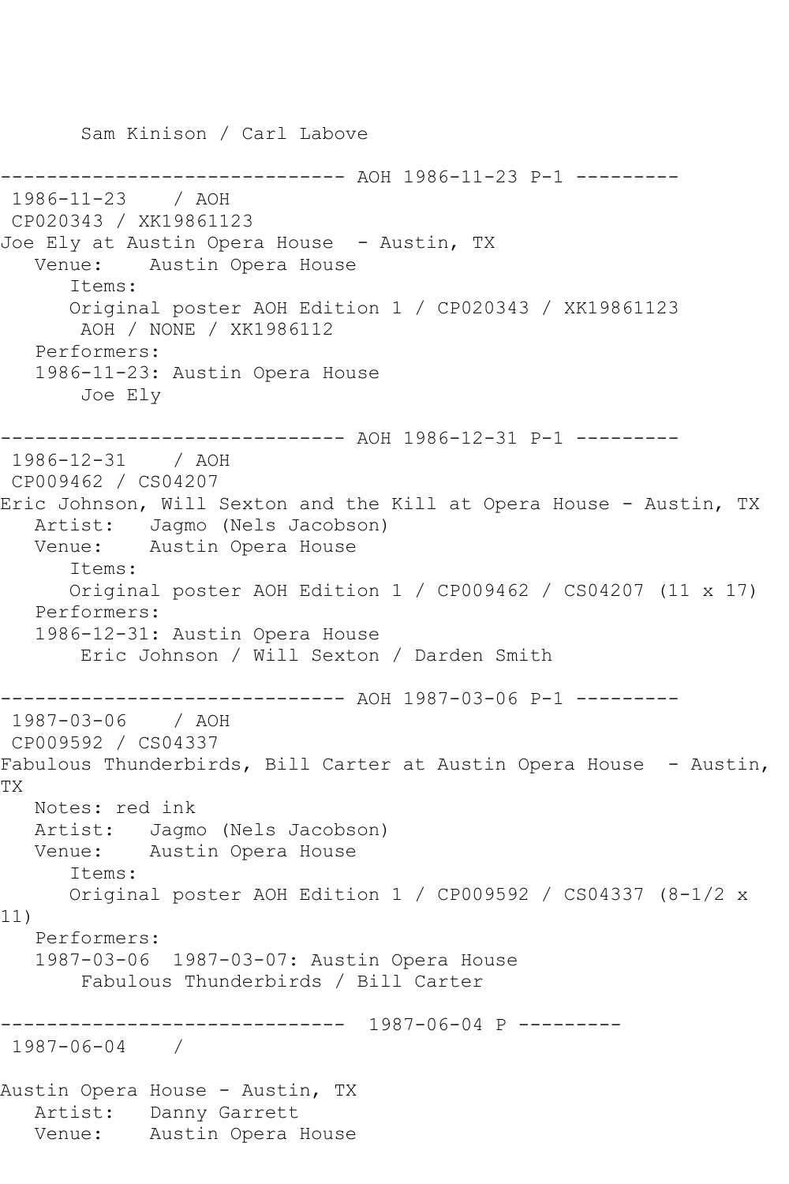Sam Kinison / Carl Labove

------------------------------ AOH 1986-11-23 P-1 ---------

1986-11-23 / AOH
CP020343 / XK19861123
Joe Ely at Austin Opera House - Austin, TX
Venue: Austin Opera House
Items:
Original poster AOH Edition 1 / CP020343 / XK19861123
AOH / NONE / XK1986112
Performers:
1986-11-23: Austin Opera House
Joe Ely

------------------------------ AOH 1986-12-31 P-1 ---------

1986-12-31 / AOH
CP009462 / CS04207
Eric Johnson, Will Sexton and the Kill at Opera House - Austin, TX
Artist: Jagmo (Nels Jacobson)
Venue: Austin Opera House
Items:
Original poster AOH Edition 1 / CP009462 / CS04207 (11 x 17)
Performers:
1986-12-31: Austin Opera House
Eric Johnson / Will Sexton / Darden Smith

------------------------------ AOH 1987-03-06 P-1 ---------

1987-03-06 / AOH
CP009592 / CS04337
Fabulous Thunderbirds, Bill Carter at Austin Opera House - Austin, TX
Notes: red ink
Artist: Jagmo (Nels Jacobson)
Venue: Austin Opera House
Items:
Original poster AOH Edition 1 / CP009592 / CS04337 (8-1/2 x 11)
Performers:
1987-03-06 1987-03-07: Austin Opera House
Fabulous Thunderbirds / Bill Carter

------------------------------ 1987-06-04 P ---------

1987-06-04 /

Austin Opera House - Austin, TX
Artist: Danny Garrett
Venue: Austin Opera House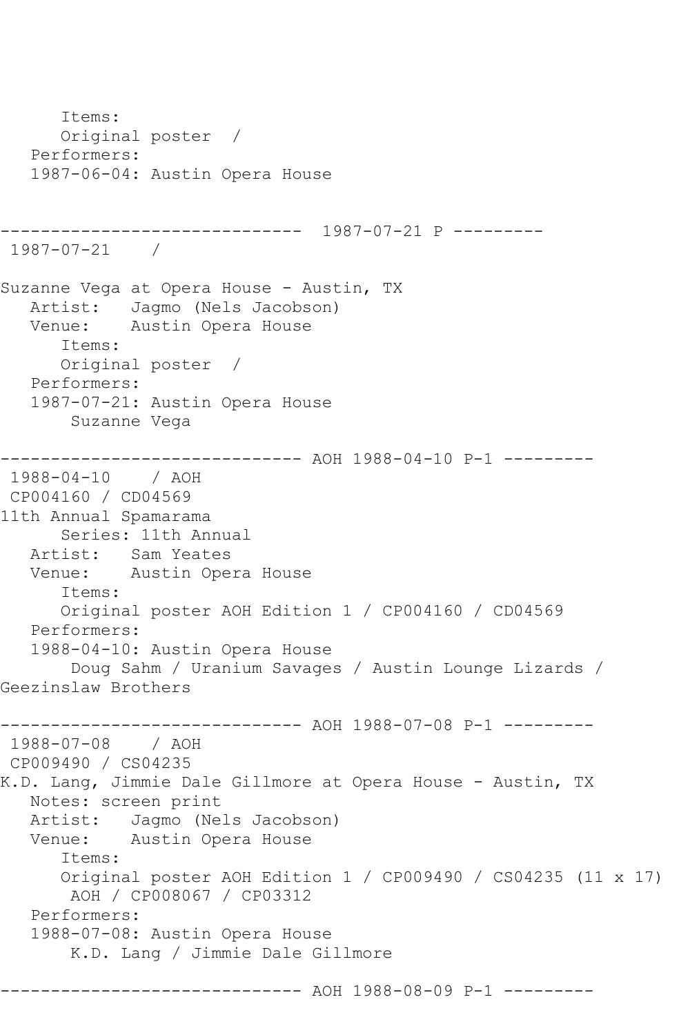```
      Items:
      Original poster  /
   Performers:
   1987-06-04: Austin Opera House


------------------------------  1987-07-21 P ---------
 1987-07-21    /

Suzanne Vega at Opera House - Austin, TX
   Artist:   Jagmo (Nels Jacobson)
   Venue:    Austin Opera House
      Items:
      Original poster  /
   Performers:
   1987-07-21: Austin Opera House
       Suzanne Vega

------------------------------ AOH 1988-04-10 P-1 ---------
 1988-04-10    / AOH
 CP004160 / CD04569
11th Annual Spamarama
      Series: 11th Annual
   Artist:   Sam Yeates
   Venue:    Austin Opera House
      Items:
      Original poster AOH Edition 1 / CP004160 / CD04569
   Performers:
   1988-04-10: Austin Opera House
       Doug Sahm / Uranium Savages / Austin Lounge Lizards /
Geezinslaw Brothers

------------------------------ AOH 1988-07-08 P-1 ---------
 1988-07-08    / AOH
 CP009490 / CS04235
K.D. Lang, Jimmie Dale Gillmore at Opera House - Austin, TX
   Notes: screen print
   Artist:   Jagmo (Nels Jacobson)
   Venue:    Austin Opera House
      Items:
      Original poster AOH Edition 1 / CP009490 / CS04235 (11 x 17)
       AOH / CP008067 / CP03312
   Performers:
   1988-07-08: Austin Opera House
       K.D. Lang / Jimmie Dale Gillmore

------------------------------ AOH 1988-08-09 P-1 ---------
```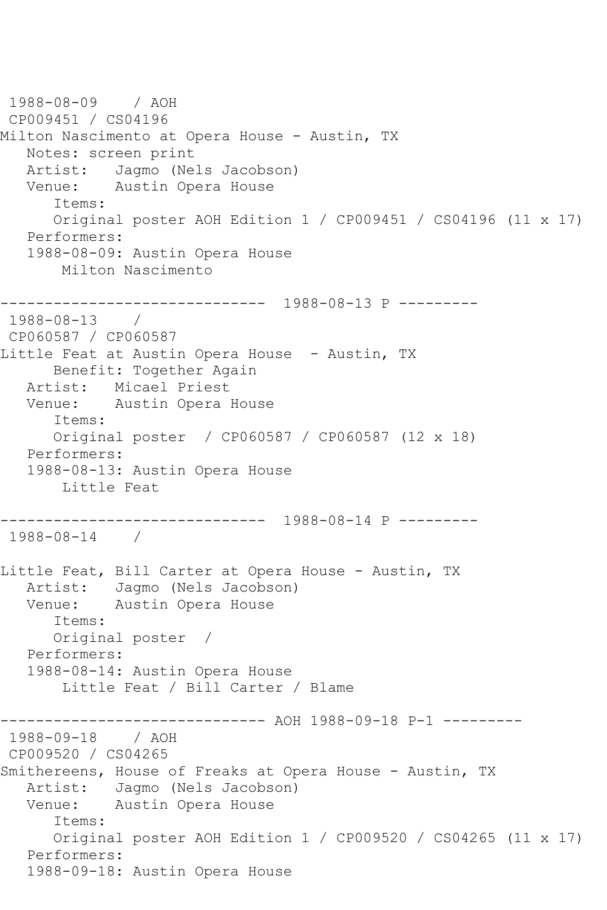```
 1988-08-09    / AOH
 CP009451 / CS04196
Milton Nascimento at Opera House - Austin, TX
   Notes: screen print
   Artist:   Jagmo (Nels Jacobson)
   Venue:    Austin Opera House
      Items:
      Original poster AOH Edition 1 / CP009451 / CS04196 (11 x 17)
   Performers:
   1988-08-09: Austin Opera House
       Milton Nascimento

------------------------------  1988-08-13 P ---------
 1988-08-13    /
 CP060587 / CP060587
Little Feat at Austin Opera House  - Austin, TX
      Benefit: Together Again
   Artist:   Micael Priest
   Venue:    Austin Opera House
      Items:
      Original poster  / CP060587 / CP060587 (12 x 18)
   Performers:
   1988-08-13: Austin Opera House
       Little Feat

------------------------------  1988-08-14 P ---------
 1988-08-14    /

Little Feat, Bill Carter at Opera House - Austin, TX
   Artist:   Jagmo (Nels Jacobson)
   Venue:    Austin Opera House
      Items:
      Original poster  /
   Performers:
   1988-08-14: Austin Opera House
       Little Feat / Bill Carter / Blame

------------------------------ AOH 1988-09-18 P-1 ---------
 1988-09-18    / AOH
 CP009520 / CS04265
Smithereens, House of Freaks at Opera House - Austin, TX
   Artist:   Jagmo (Nels Jacobson)
   Venue:    Austin Opera House
      Items:
      Original poster AOH Edition 1 / CP009520 / CS04265 (11 x 17)
   Performers:
   1988-09-18: Austin Opera House
```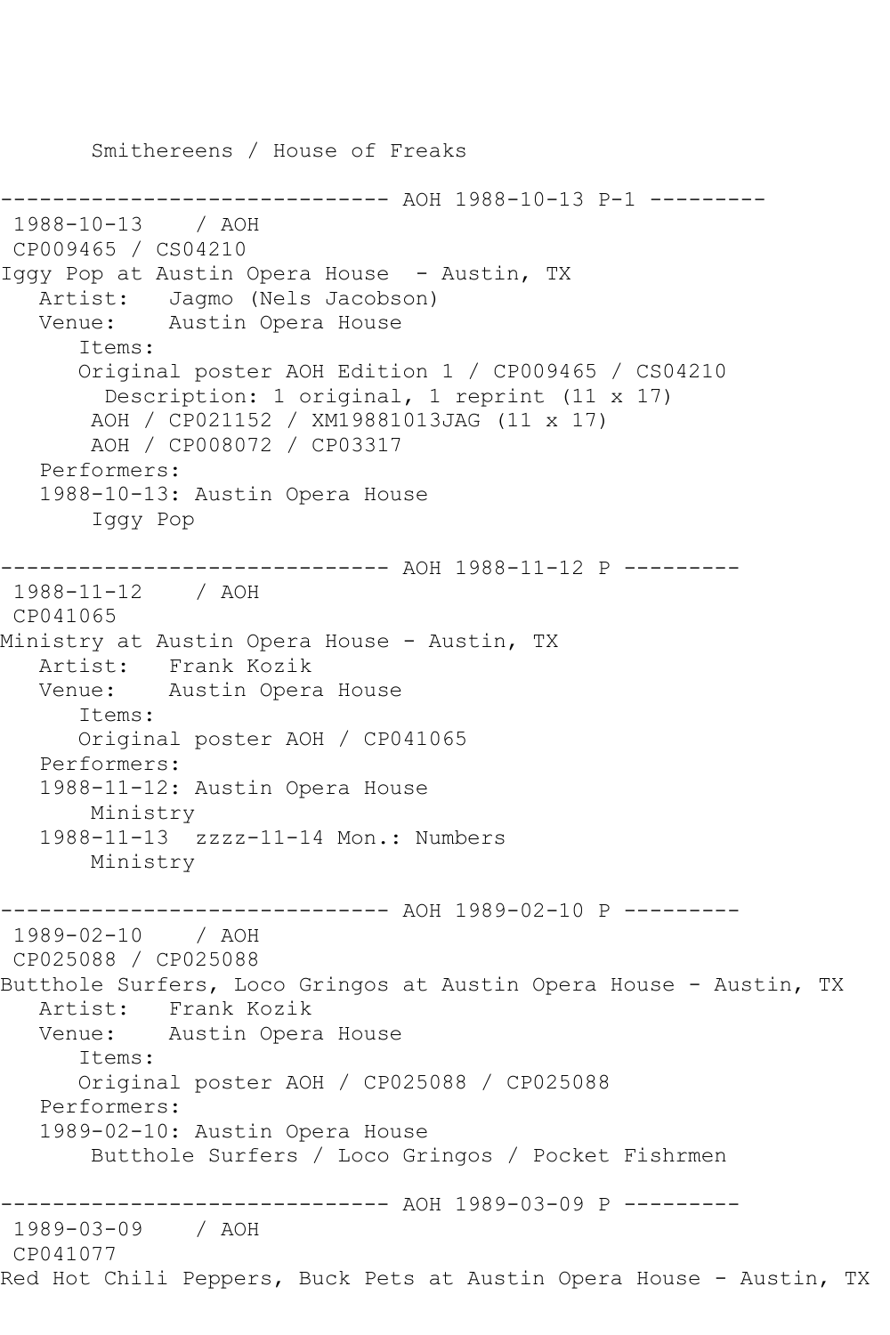```
       Smithereens / House of Freaks

------------------------------ AOH 1988-10-13 P-1 ---------
 1988-10-13    / AOH
 CP009465 / CS04210
Iggy Pop at Austin Opera House  - Austin, TX
   Artist:   Jagmo (Nels Jacobson)
   Venue:    Austin Opera House
      Items:
      Original poster AOH Edition 1 / CP009465 / CS04210
        Description: 1 original, 1 reprint (11 x 17)
       AOH / CP021152 / XM19881013JAG (11 x 17)
       AOH / CP008072 / CP03317
   Performers:
   1988-10-13: Austin Opera House
       Iggy Pop

------------------------------ AOH 1988-11-12 P ---------
 1988-11-12    / AOH
 CP041065
Ministry at Austin Opera House - Austin, TX
   Artist:   Frank Kozik
   Venue:    Austin Opera House
      Items:
      Original poster AOH / CP041065
   Performers:
   1988-11-12: Austin Opera House
       Ministry
   1988-11-13  zzzz-11-14 Mon.: Numbers
       Ministry

------------------------------ AOH 1989-02-10 P ---------
 1989-02-10    / AOH
 CP025088 / CP025088
Butthole Surfers, Loco Gringos at Austin Opera House - Austin, TX
   Artist:   Frank Kozik
   Venue:    Austin Opera House
      Items:
      Original poster AOH / CP025088 / CP025088
   Performers:
   1989-02-10: Austin Opera House
       Butthole Surfers / Loco Gringos / Pocket Fishrmen

------------------------------ AOH 1989-03-09 P ---------
 1989-03-09    / AOH
 CP041077
Red Hot Chili Peppers, Buck Pets at Austin Opera House - Austin, TX
```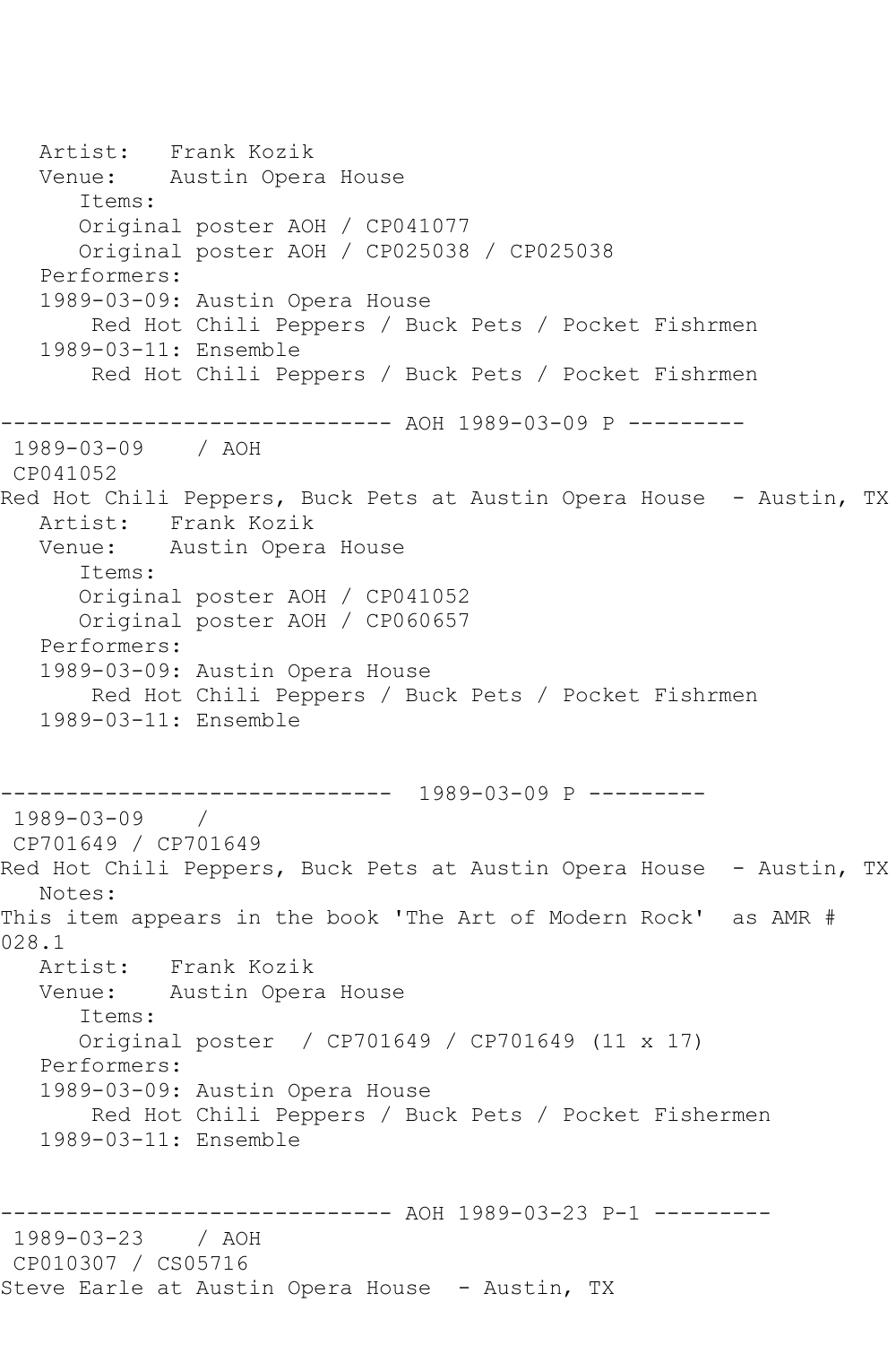```
   Artist:   Frank Kozik
   Venue:    Austin Opera House
      Items:
      Original poster AOH / CP041077
      Original poster AOH / CP025038 / CP025038
   Performers:
   1989-03-09: Austin Opera House
       Red Hot Chili Peppers / Buck Pets / Pocket Fishrmen
   1989-03-11: Ensemble
       Red Hot Chili Peppers / Buck Pets / Pocket Fishrmen

------------------------------ AOH 1989-03-09 P ---------
 1989-03-09    / AOH
 CP041052
Red Hot Chili Peppers, Buck Pets at Austin Opera House  - Austin, TX
   Artist:   Frank Kozik
   Venue:    Austin Opera House
      Items:
      Original poster AOH / CP041052
      Original poster AOH / CP060657
   Performers:
   1989-03-09: Austin Opera House
       Red Hot Chili Peppers / Buck Pets / Pocket Fishrmen
   1989-03-11: Ensemble


------------------------------  1989-03-09 P ---------
 1989-03-09    /
 CP701649 / CP701649
Red Hot Chili Peppers, Buck Pets at Austin Opera House  - Austin, TX
   Notes:
This item appears in the book 'The Art of Modern Rock'  as AMR #
028.1
   Artist:   Frank Kozik
   Venue:    Austin Opera House
      Items:
      Original poster  / CP701649 / CP701649 (11 x 17)
   Performers:
   1989-03-09: Austin Opera House
       Red Hot Chili Peppers / Buck Pets / Pocket Fishermen
   1989-03-11: Ensemble


------------------------------ AOH 1989-03-23 P-1 ---------
 1989-03-23    / AOH
 CP010307 / CS05716
Steve Earle at Austin Opera House  - Austin, TX
```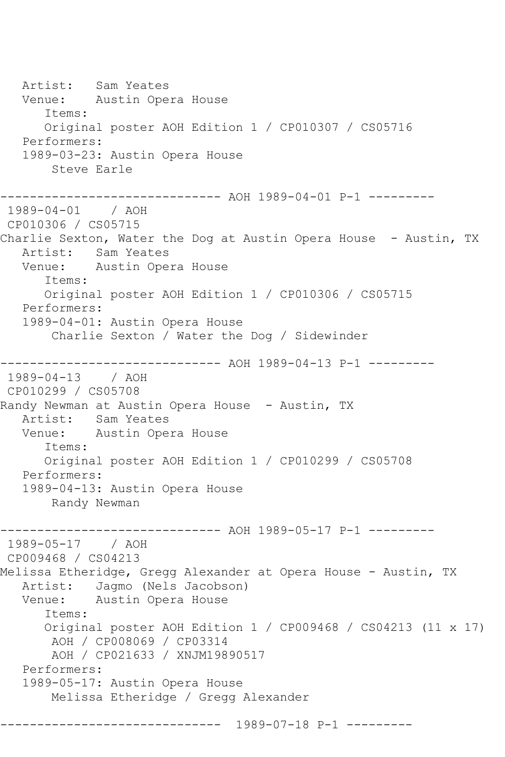```
   Artist:   Sam Yeates
   Venue:    Austin Opera House
      Items:
      Original poster AOH Edition 1 / CP010307 / CS05716
   Performers:
   1989-03-23: Austin Opera House
       Steve Earle

------------------------------ AOH 1989-04-01 P-1 ---------
 1989-04-01    / AOH
 CP010306 / CS05715
Charlie Sexton, Water the Dog at Austin Opera House  - Austin, TX
   Artist:   Sam Yeates
   Venue:    Austin Opera House
      Items:
      Original poster AOH Edition 1 / CP010306 / CS05715
   Performers:
   1989-04-01: Austin Opera House
       Charlie Sexton / Water the Dog / Sidewinder

------------------------------ AOH 1989-04-13 P-1 ---------
 1989-04-13    / AOH
 CP010299 / CS05708
Randy Newman at Austin Opera House  - Austin, TX
   Artist:   Sam Yeates
   Venue:    Austin Opera House
      Items:
      Original poster AOH Edition 1 / CP010299 / CS05708
   Performers:
   1989-04-13: Austin Opera House
       Randy Newman

------------------------------ AOH 1989-05-17 P-1 ---------
 1989-05-17    / AOH
 CP009468 / CS04213
Melissa Etheridge, Gregg Alexander at Opera House - Austin, TX
   Artist:   Jagmo (Nels Jacobson)
   Venue:    Austin Opera House
      Items:
      Original poster AOH Edition 1 / CP009468 / CS04213 (11 x 17)
       AOH / CP008069 / CP03314
       AOH / CP021633 / XNJM19890517
   Performers:
   1989-05-17: Austin Opera House
       Melissa Etheridge / Gregg Alexander

------------------------------  1989-07-18 P-1 ---------
```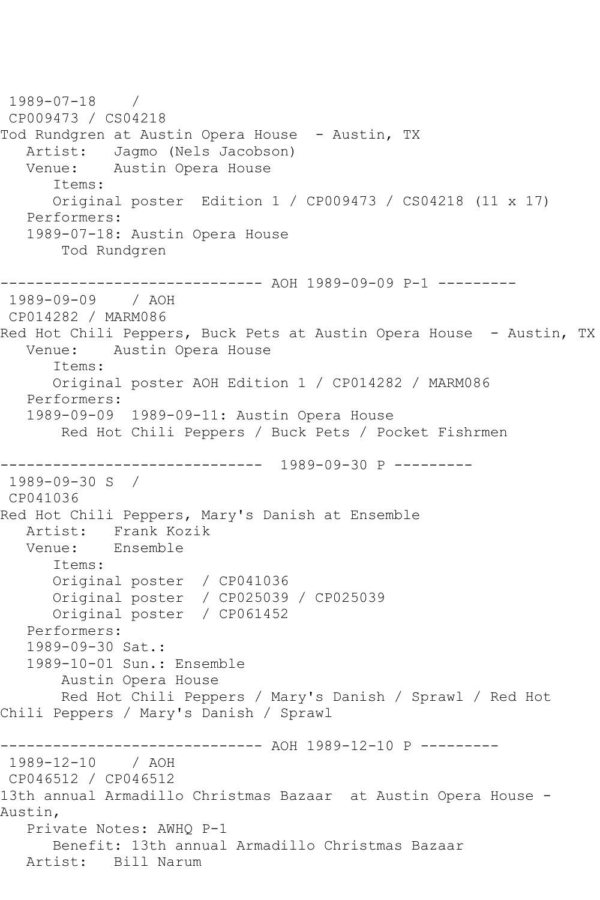1989-07-18 /
CP009473 / CS04218
Tod Rundgren at Austin Opera House - Austin, TX
Artist: Jagmo (Nels Jacobson)
Venue: Austin Opera House
Items:
Original poster Edition 1 / CP009473 / CS04218 (11 x 17)
Performers:
1989-07-18: Austin Opera House
Tod Rundgren

------------------------------ AOH 1989-09-09 P-1 ---------
1989-09-09 / AOH
CP014282 / MARM086
Red Hot Chili Peppers, Buck Pets at Austin Opera House - Austin, TX
Venue: Austin Opera House
Items:
Original poster AOH Edition 1 / CP014282 / MARM086
Performers:
1989-09-09 1989-09-11: Austin Opera House
Red Hot Chili Peppers / Buck Pets / Pocket Fishrmen

------------------------------ 1989-09-30 P ---------
1989-09-30 S /
CP041036
Red Hot Chili Peppers, Mary's Danish at Ensemble
Artist: Frank Kozik
Venue: Ensemble
Items:
Original poster / CP041036
Original poster / CP025039 / CP025039
Original poster / CP061452
Performers:
1989-09-30 Sat.:
1989-10-01 Sun.: Ensemble
Austin Opera House
Red Hot Chili Peppers / Mary's Danish / Sprawl / Red Hot Chili Peppers / Mary's Danish / Sprawl

------------------------------ AOH 1989-12-10 P ---------
1989-12-10 / AOH
CP046512 / CP046512
13th annual Armadillo Christmas Bazaar at Austin Opera House - Austin,
Private Notes: AWHQ P-1
Benefit: 13th annual Armadillo Christmas Bazaar
Artist: Bill Narum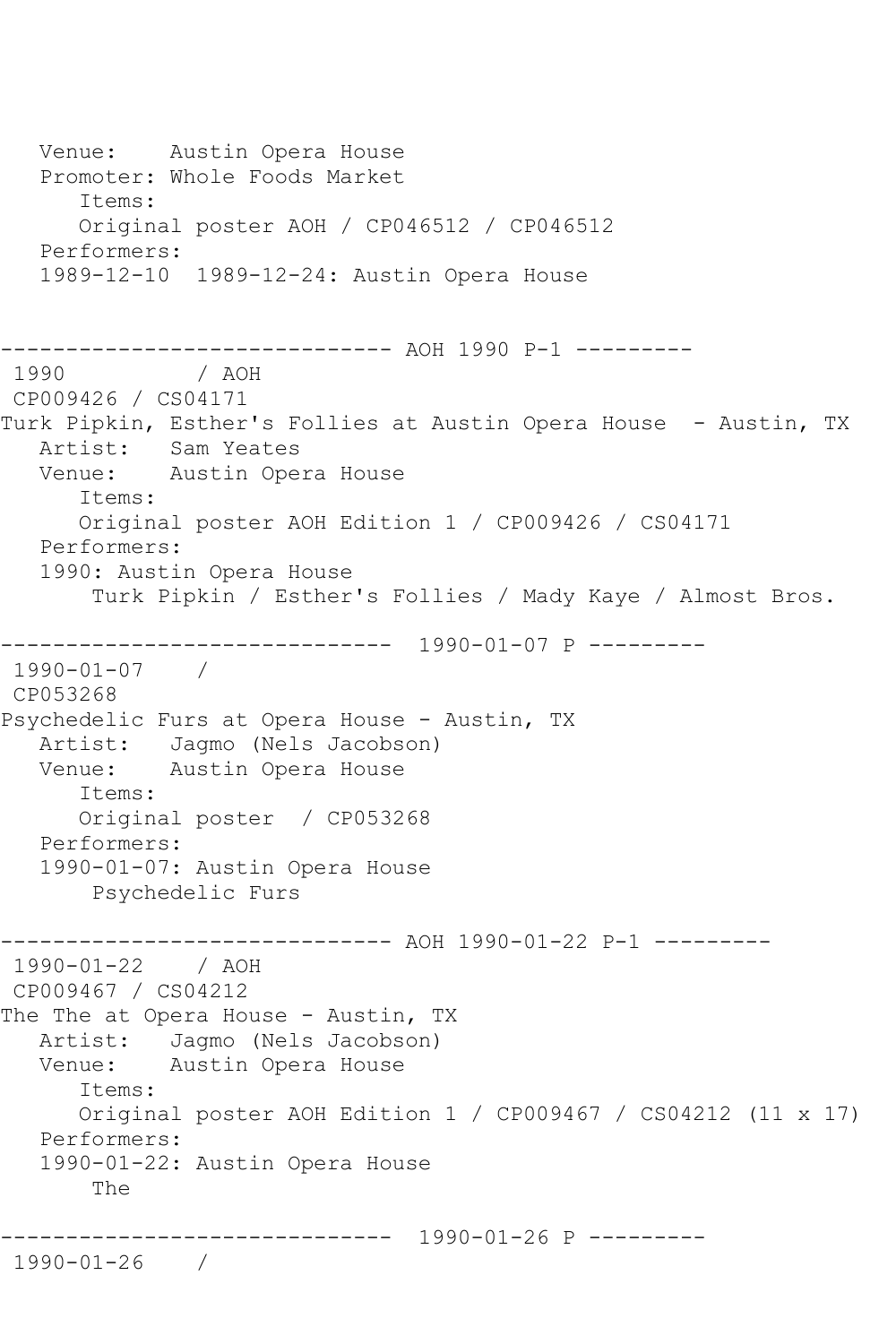```
   Venue:    Austin Opera House
   Promoter: Whole Foods Market
      Items:
      Original poster AOH / CP046512 / CP046512
   Performers:
   1989-12-10  1989-12-24: Austin Opera House


------------------------------ AOH 1990 P-1 ---------
 1990          / AOH
 CP009426 / CS04171
Turk Pipkin, Esther's Follies at Austin Opera House  - Austin, TX
   Artist:   Sam Yeates
   Venue:    Austin Opera House
      Items:
      Original poster AOH Edition 1 / CP009426 / CS04171
   Performers:
   1990: Austin Opera House
       Turk Pipkin / Esther's Follies / Mady Kaye / Almost Bros.

------------------------------  1990-01-07 P ---------
 1990-01-07    /
 CP053268
Psychedelic Furs at Opera House - Austin, TX
   Artist:   Jagmo (Nels Jacobson)
   Venue:    Austin Opera House
      Items:
      Original poster  / CP053268
   Performers:
   1990-01-07: Austin Opera House
       Psychedelic Furs

------------------------------ AOH 1990-01-22 P-1 ---------
 1990-01-22    / AOH
 CP009467 / CS04212
The The at Opera House - Austin, TX
   Artist:   Jagmo (Nels Jacobson)
   Venue:    Austin Opera House
      Items:
      Original poster AOH Edition 1 / CP009467 / CS04212 (11 x 17)
   Performers:
   1990-01-22: Austin Opera House
       The

------------------------------  1990-01-26 P ---------
 1990-01-26    /
```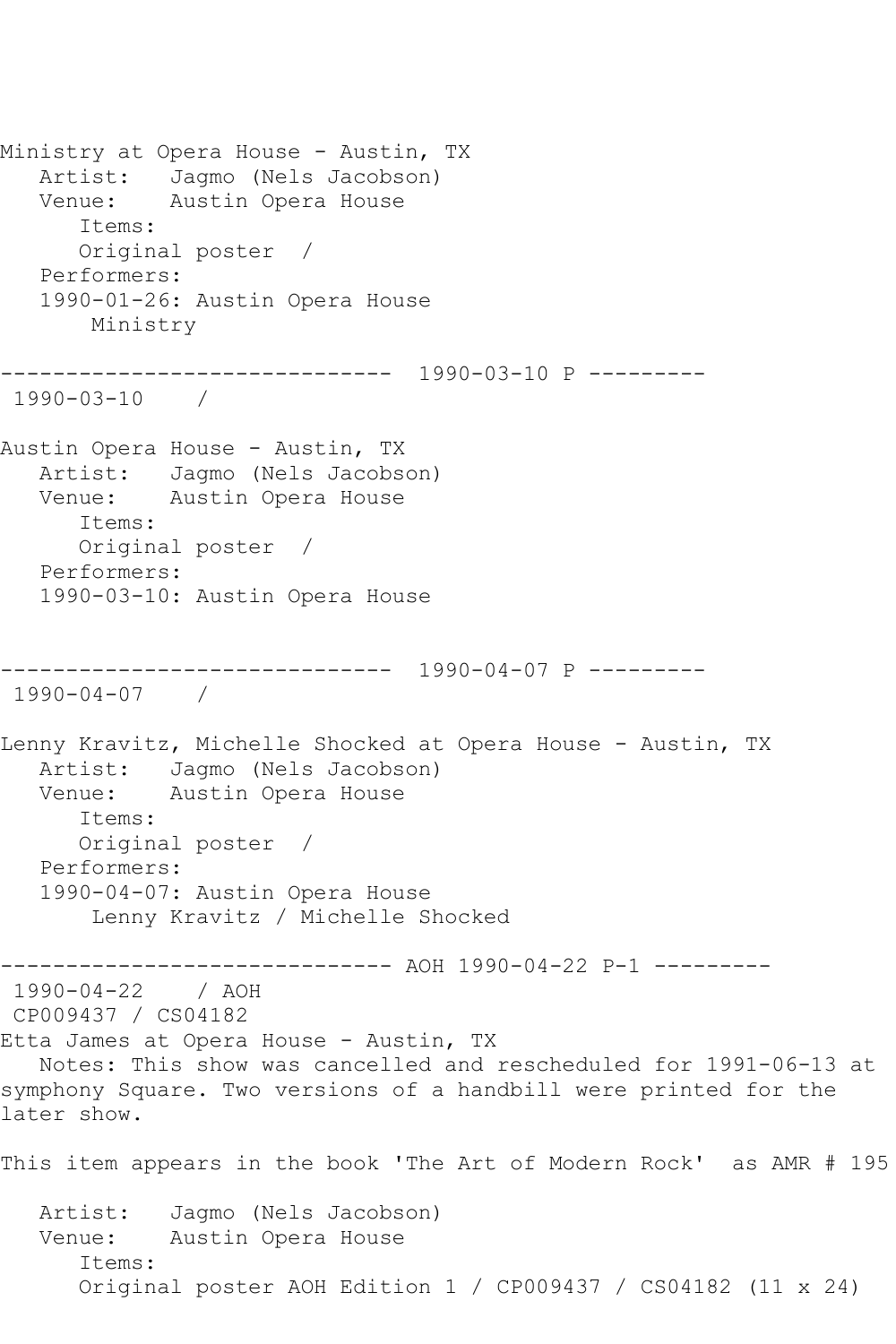Ministry at Opera House - Austin, TX
   Artist:   Jagmo (Nels Jacobson)
   Venue:    Austin Opera House
      Items:
      Original poster  /
   Performers:
   1990-01-26: Austin Opera House
       Ministry

------------------------------ 1990-03-10 P ---------
 1990-03-10    /

Austin Opera House - Austin, TX
   Artist:   Jagmo (Nels Jacobson)
   Venue:    Austin Opera House
      Items:
      Original poster  /
   Performers:
   1990-03-10: Austin Opera House

------------------------------ 1990-04-07 P ---------
 1990-04-07    /

Lenny Kravitz, Michelle Shocked at Opera House - Austin, TX
   Artist:   Jagmo (Nels Jacobson)
   Venue:    Austin Opera House
      Items:
      Original poster  /
   Performers:
   1990-04-07: Austin Opera House
       Lenny Kravitz / Michelle Shocked

------------------------------ AOH 1990-04-22 P-1 ---------
 1990-04-22    / AOH
 CP009437 / CS04182
Etta James at Opera House - Austin, TX
   Notes: This show was cancelled and rescheduled for 1991-06-13 at symphony Square. Two versions of a handbill were printed for the later show.

This item appears in the book 'The Art of Modern Rock'  as AMR # 195

   Artist:   Jagmo (Nels Jacobson)
   Venue:    Austin Opera House
      Items:
      Original poster AOH Edition 1 / CP009437 / CS04182 (11 x 24)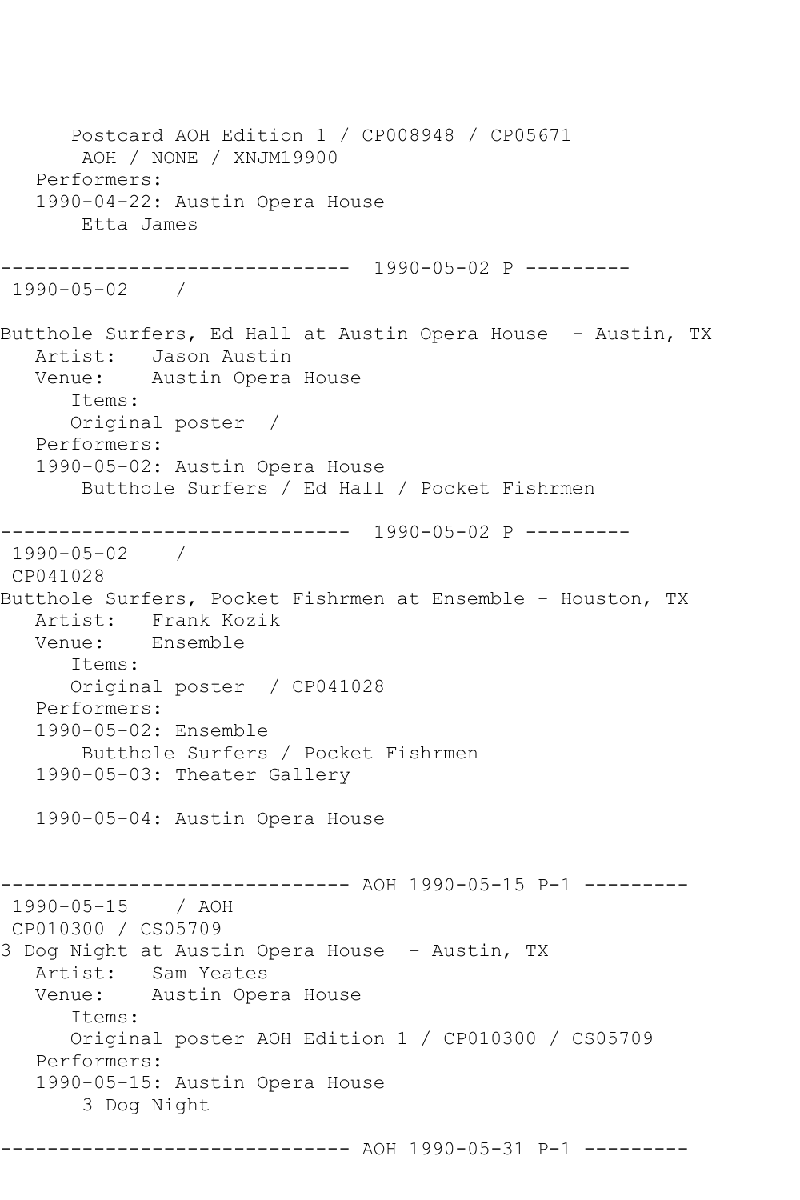```
      Postcard AOH Edition 1 / CP008948 / CP05671
       AOH / NONE / XNJM19900
   Performers:
   1990-04-22: Austin Opera House
       Etta James

------------------------------  1990-05-02 P ---------
 1990-05-02    /

Butthole Surfers, Ed Hall at Austin Opera House  - Austin, TX
   Artist:   Jason Austin
   Venue:    Austin Opera House
      Items:
      Original poster  /
   Performers:
   1990-05-02: Austin Opera House
       Butthole Surfers / Ed Hall / Pocket Fishrmen

------------------------------  1990-05-02 P ---------
 1990-05-02    /
 CP041028
Butthole Surfers, Pocket Fishrmen at Ensemble - Houston, TX
   Artist:   Frank Kozik
   Venue:    Ensemble
      Items:
      Original poster  / CP041028
   Performers:
   1990-05-02: Ensemble
       Butthole Surfers / Pocket Fishrmen
   1990-05-03: Theater Gallery

   1990-05-04: Austin Opera House


------------------------------ AOH 1990-05-15 P-1 ---------
 1990-05-15    / AOH
 CP010300 / CS05709
3 Dog Night at Austin Opera House  - Austin, TX
   Artist:   Sam Yeates
   Venue:    Austin Opera House
      Items:
      Original poster AOH Edition 1 / CP010300 / CS05709
   Performers:
   1990-05-15: Austin Opera House
       3 Dog Night

------------------------------ AOH 1990-05-31 P-1 ---------
```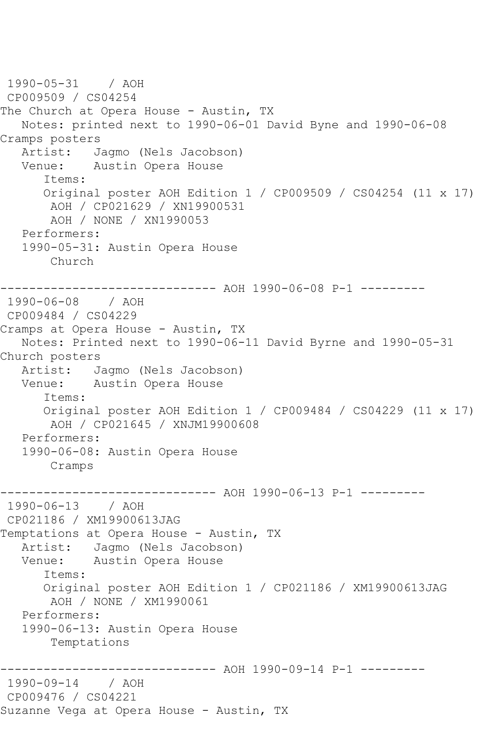```
 1990-05-31    / AOH
 CP009509 / CS04254
The Church at Opera House - Austin, TX
   Notes: printed next to 1990-06-01 David Byne and 1990-06-08
Cramps posters
   Artist:   Jagmo (Nels Jacobson)
   Venue:    Austin Opera House
      Items:
      Original poster AOH Edition 1 / CP009509 / CS04254 (11 x 17)
       AOH / CP021629 / XN19900531
       AOH / NONE / XN1990053
   Performers:
   1990-05-31: Austin Opera House
       Church

------------------------------ AOH 1990-06-08 P-1 ---------
 1990-06-08    / AOH
 CP009484 / CS04229
Cramps at Opera House - Austin, TX
   Notes: Printed next to 1990-06-11 David Byrne and 1990-05-31
Church posters
   Artist:   Jagmo (Nels Jacobson)
   Venue:    Austin Opera House
      Items:
      Original poster AOH Edition 1 / CP009484 / CS04229 (11 x 17)
       AOH / CP021645 / XNJM19900608
   Performers:
   1990-06-08: Austin Opera House
       Cramps

------------------------------ AOH 1990-06-13 P-1 ---------
 1990-06-13    / AOH
 CP021186 / XM19900613JAG
Temptations at Opera House - Austin, TX
   Artist:   Jagmo (Nels Jacobson)
   Venue:    Austin Opera House
      Items:
      Original poster AOH Edition 1 / CP021186 / XM19900613JAG
       AOH / NONE / XM1990061
   Performers:
   1990-06-13: Austin Opera House
       Temptations

------------------------------ AOH 1990-09-14 P-1 ---------
 1990-09-14    / AOH
 CP009476 / CS04221
Suzanne Vega at Opera House - Austin, TX
```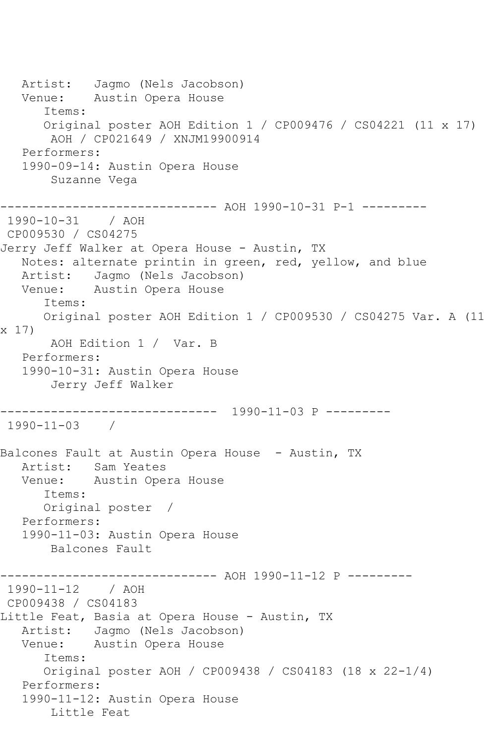```
   Artist:   Jagmo (Nels Jacobson)
   Venue:    Austin Opera House
      Items:
      Original poster AOH Edition 1 / CP009476 / CS04221 (11 x 17)
       AOH / CP021649 / XNJM19900914
   Performers:
   1990-09-14: Austin Opera House
       Suzanne Vega

------------------------------ AOH 1990-10-31 P-1 ---------
 1990-10-31    / AOH
 CP009530 / CS04275
Jerry Jeff Walker at Opera House - Austin, TX
   Notes: alternate printin in green, red, yellow, and blue
   Artist:   Jagmo (Nels Jacobson)
   Venue:    Austin Opera House
      Items:
      Original poster AOH Edition 1 / CP009530 / CS04275 Var. A (11
x 17)
       AOH Edition 1 /  Var. B
   Performers:
   1990-10-31: Austin Opera House
       Jerry Jeff Walker

------------------------------  1990-11-03 P ---------
 1990-11-03    /

Balcones Fault at Austin Opera House  - Austin, TX
   Artist:   Sam Yeates
   Venue:    Austin Opera House
      Items:
      Original poster  /
   Performers:
   1990-11-03: Austin Opera House
       Balcones Fault

------------------------------ AOH 1990-11-12 P ---------
 1990-11-12    / AOH
 CP009438 / CS04183
Little Feat, Basia at Opera House - Austin, TX
   Artist:   Jagmo (Nels Jacobson)
   Venue:    Austin Opera House
      Items:
      Original poster AOH / CP009438 / CS04183 (18 x 22-1/4)
   Performers:
   1990-11-12: Austin Opera House
       Little Feat
```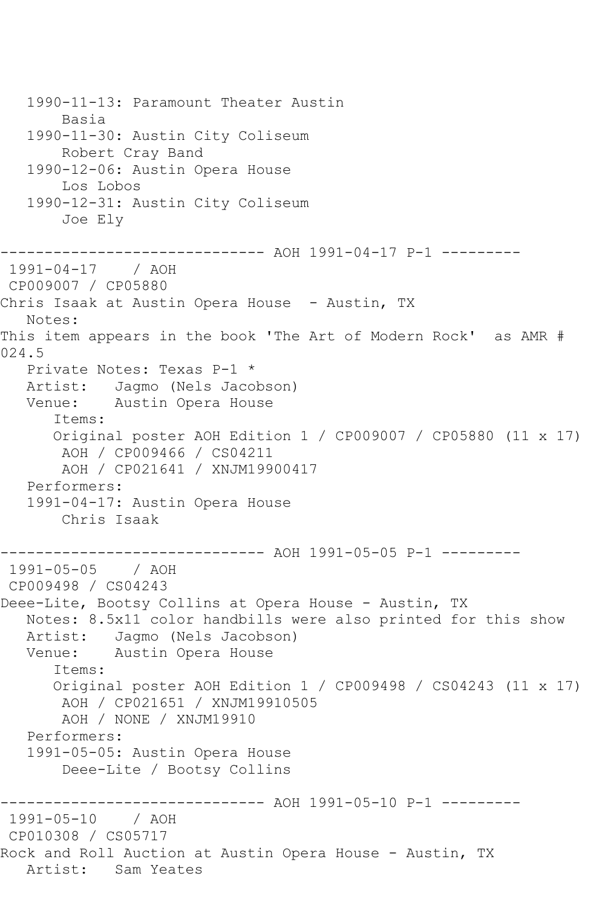```
   1990-11-13: Paramount Theater Austin
       Basia
   1990-11-30: Austin City Coliseum
       Robert Cray Band
   1990-12-06: Austin Opera House
       Los Lobos
   1990-12-31: Austin City Coliseum
       Joe Ely

------------------------------ AOH 1991-04-17 P-1 ---------
 1991-04-17    / AOH
 CP009007 / CP05880
Chris Isaak at Austin Opera House  - Austin, TX
   Notes:
This item appears in the book 'The Art of Modern Rock'  as AMR #
024.5
   Private Notes: Texas P-1 *
   Artist:   Jagmo (Nels Jacobson)
   Venue:    Austin Opera House
      Items:
      Original poster AOH Edition 1 / CP009007 / CP05880 (11 x 17)
       AOH / CP009466 / CS04211
       AOH / CP021641 / XNJM19900417
   Performers:
   1991-04-17: Austin Opera House
       Chris Isaak

------------------------------ AOH 1991-05-05 P-1 ---------
 1991-05-05    / AOH
 CP009498 / CS04243
Deee-Lite, Bootsy Collins at Opera House - Austin, TX
   Notes: 8.5x11 color handbills were also printed for this show
   Artist:   Jagmo (Nels Jacobson)
   Venue:    Austin Opera House
      Items:
      Original poster AOH Edition 1 / CP009498 / CS04243 (11 x 17)
       AOH / CP021651 / XNJM19910505
       AOH / NONE / XNJM19910
   Performers:
   1991-05-05: Austin Opera House
       Deee-Lite / Bootsy Collins

------------------------------ AOH 1991-05-10 P-1 ---------
 1991-05-10    / AOH
 CP010308 / CS05717
Rock and Roll Auction at Austin Opera House - Austin, TX
   Artist:   Sam Yeates
```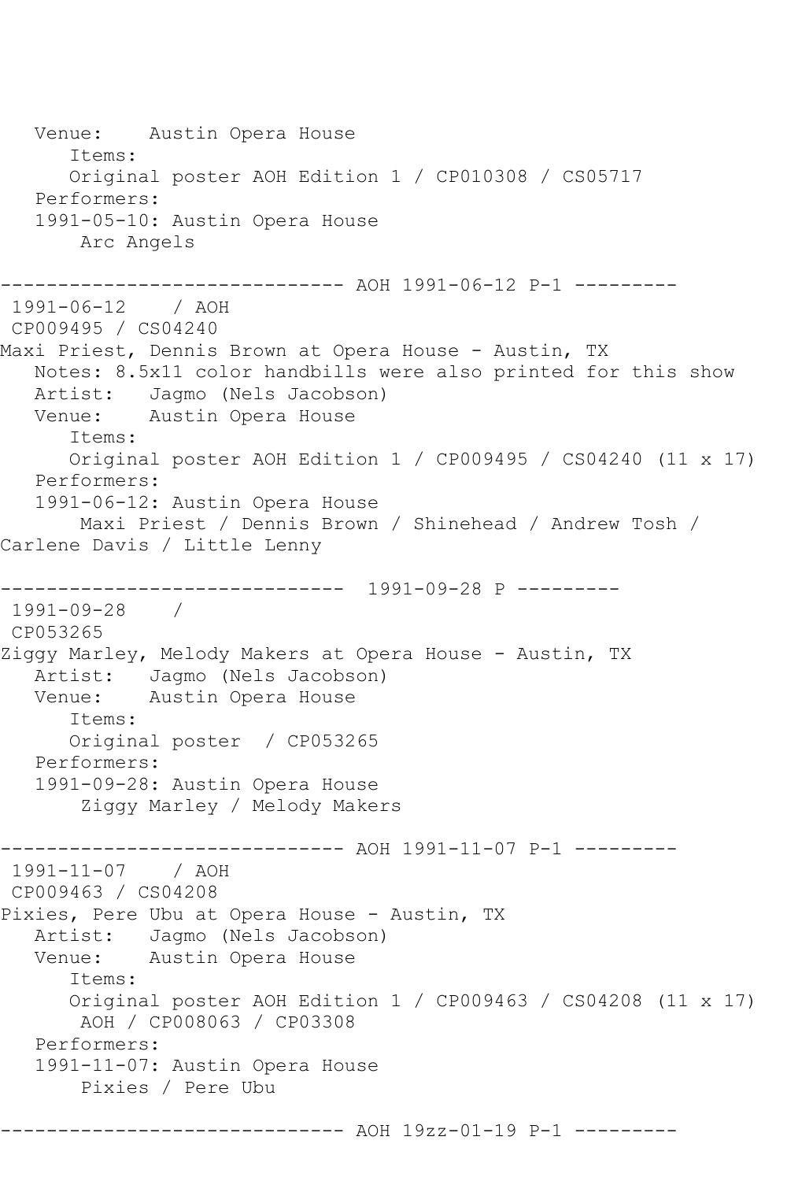```
   Venue:    Austin Opera House
      Items:
      Original poster AOH Edition 1 / CP010308 / CS05717
   Performers:
   1991-05-10: Austin Opera House
       Arc Angels

------------------------------ AOH 1991-06-12 P-1 ---------
 1991-06-12    / AOH
 CP009495 / CS04240
Maxi Priest, Dennis Brown at Opera House - Austin, TX
   Notes: 8.5x11 color handbills were also printed for this show
   Artist:   Jagmo (Nels Jacobson)
   Venue:    Austin Opera House
      Items:
      Original poster AOH Edition 1 / CP009495 / CS04240 (11 x 17)
   Performers:
   1991-06-12: Austin Opera House
       Maxi Priest / Dennis Brown / Shinehead / Andrew Tosh /
Carlene Davis / Little Lenny

------------------------------  1991-09-28 P ---------
 1991-09-28    /
 CP053265
Ziggy Marley, Melody Makers at Opera House - Austin, TX
   Artist:   Jagmo (Nels Jacobson)
   Venue:    Austin Opera House
      Items:
      Original poster  / CP053265
   Performers:
   1991-09-28: Austin Opera House
       Ziggy Marley / Melody Makers

------------------------------ AOH 1991-11-07 P-1 ---------
 1991-11-07    / AOH
 CP009463 / CS04208
Pixies, Pere Ubu at Opera House - Austin, TX
   Artist:   Jagmo (Nels Jacobson)
   Venue:    Austin Opera House
      Items:
      Original poster AOH Edition 1 / CP009463 / CS04208 (11 x 17)
       AOH / CP008063 / CP03308
   Performers:
   1991-11-07: Austin Opera House
       Pixies / Pere Ubu

------------------------------ AOH 19zz-01-19 P-1 ---------
```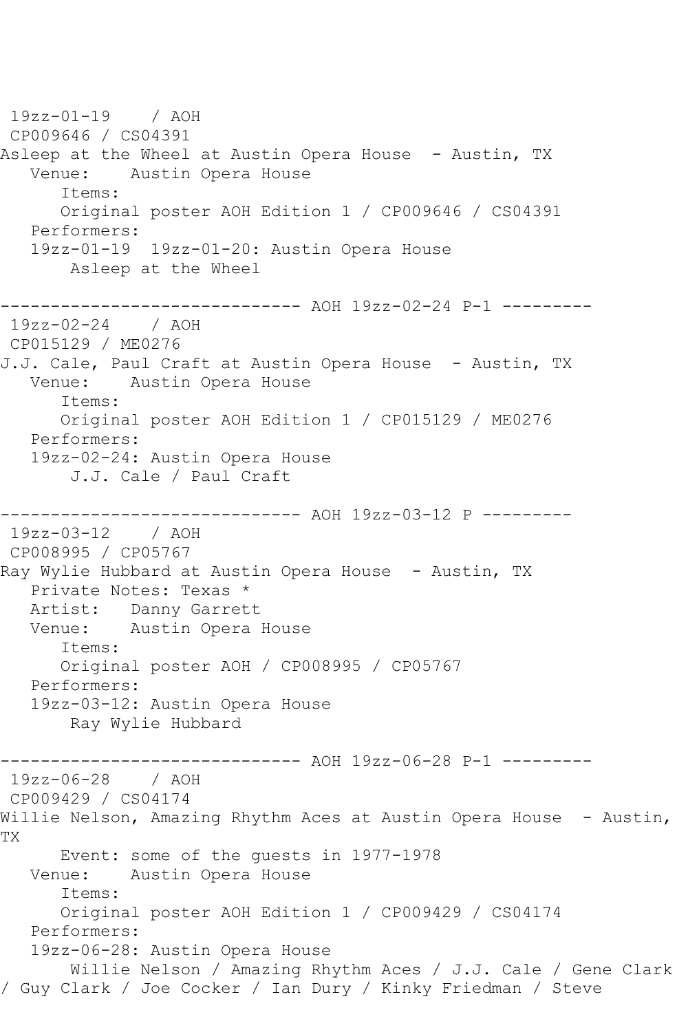19zz-01-19    / AOH
CP009646 / CS04391
Asleep at the Wheel at Austin Opera House  - Austin, TX
   Venue:    Austin Opera House
      Items:
      Original poster AOH Edition 1 / CP009646 / CS04391
   Performers:
   19zz-01-19  19zz-01-20: Austin Opera House
       Asleep at the Wheel

------------------------------ AOH 19zz-02-24 P-1 ---------
19zz-02-24    / AOH
CP015129 / ME0276
J.J. Cale, Paul Craft at Austin Opera House  - Austin, TX
   Venue:    Austin Opera House
      Items:
      Original poster AOH Edition 1 / CP015129 / ME0276
   Performers:
   19zz-02-24: Austin Opera House
       J.J. Cale / Paul Craft

------------------------------ AOH 19zz-03-12 P ---------
19zz-03-12    / AOH
CP008995 / CP05767
Ray Wylie Hubbard at Austin Opera House  - Austin, TX
   Private Notes: Texas *
   Artist:   Danny Garrett
   Venue:    Austin Opera House
      Items:
      Original poster AOH / CP008995 / CP05767
   Performers:
   19zz-03-12: Austin Opera House
       Ray Wylie Hubbard

------------------------------ AOH 19zz-06-28 P-1 ---------
19zz-06-28    / AOH
CP009429 / CS04174
Willie Nelson, Amazing Rhythm Aces at Austin Opera House  - Austin, TX
      Event: some of the guests in 1977-1978
   Venue:    Austin Opera House
      Items:
      Original poster AOH Edition 1 / CP009429 / CS04174
   Performers:
   19zz-06-28: Austin Opera House
       Willie Nelson / Amazing Rhythm Aces / J.J. Cale / Gene Clark / Guy Clark / Joe Cocker / Ian Dury / Kinky Friedman / Steve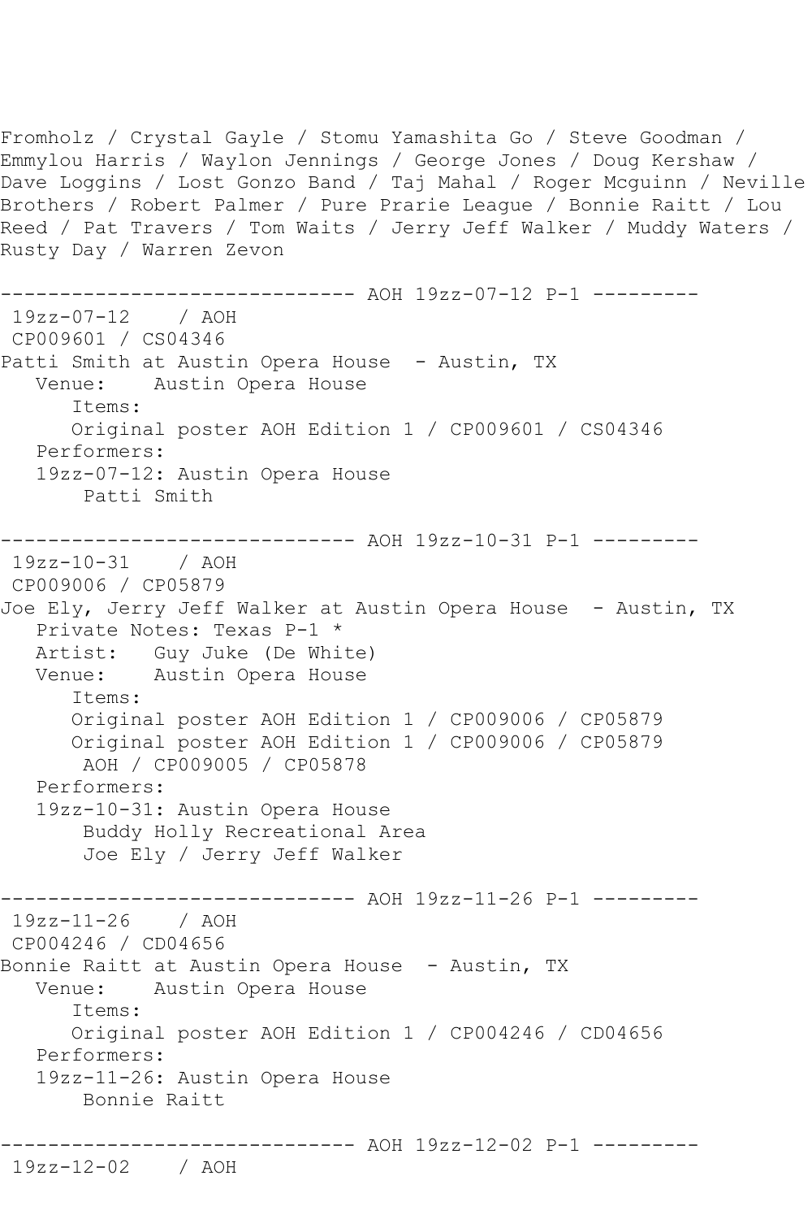Fromholz / Crystal Gayle / Stomu Yamashita Go / Steve Goodman / Emmylou Harris / Waylon Jennings / George Jones / Doug Kershaw / Dave Loggins / Lost Gonzo Band / Taj Mahal / Roger Mcguinn / Neville Brothers / Robert Palmer / Pure Prarie League / Bonnie Raitt / Lou Reed / Pat Travers / Tom Waits / Jerry Jeff Walker / Muddy Waters / Rusty Day / Warren Zevon

```
------------------------------ AOH 19zz-07-12 P-1 ---------
 19zz-07-12    / AOH
 CP009601 / CS04346
Patti Smith at Austin Opera House  - Austin, TX
   Venue:    Austin Opera House
      Items:
      Original poster AOH Edition 1 / CP009601 / CS04346
   Performers:
   19zz-07-12: Austin Opera House
       Patti Smith

------------------------------ AOH 19zz-10-31 P-1 ---------
 19zz-10-31    / AOH
 CP009006 / CP05879
Joe Ely, Jerry Jeff Walker at Austin Opera House  - Austin, TX
   Private Notes: Texas P-1 *
   Artist:   Guy Juke (De White)
   Venue:    Austin Opera House
      Items:
      Original poster AOH Edition 1 / CP009006 / CP05879
      Original poster AOH Edition 1 / CP009006 / CP05879
       AOH / CP009005 / CP05878
   Performers:
   19zz-10-31: Austin Opera House
       Buddy Holly Recreational Area
       Joe Ely / Jerry Jeff Walker

------------------------------ AOH 19zz-11-26 P-1 ---------
 19zz-11-26    / AOH
 CP004246 / CD04656
Bonnie Raitt at Austin Opera House  - Austin, TX
   Venue:    Austin Opera House
      Items:
      Original poster AOH Edition 1 / CP004246 / CD04656
   Performers:
   19zz-11-26: Austin Opera House
       Bonnie Raitt

------------------------------ AOH 19zz-12-02 P-1 ---------
 19zz-12-02    / AOH
```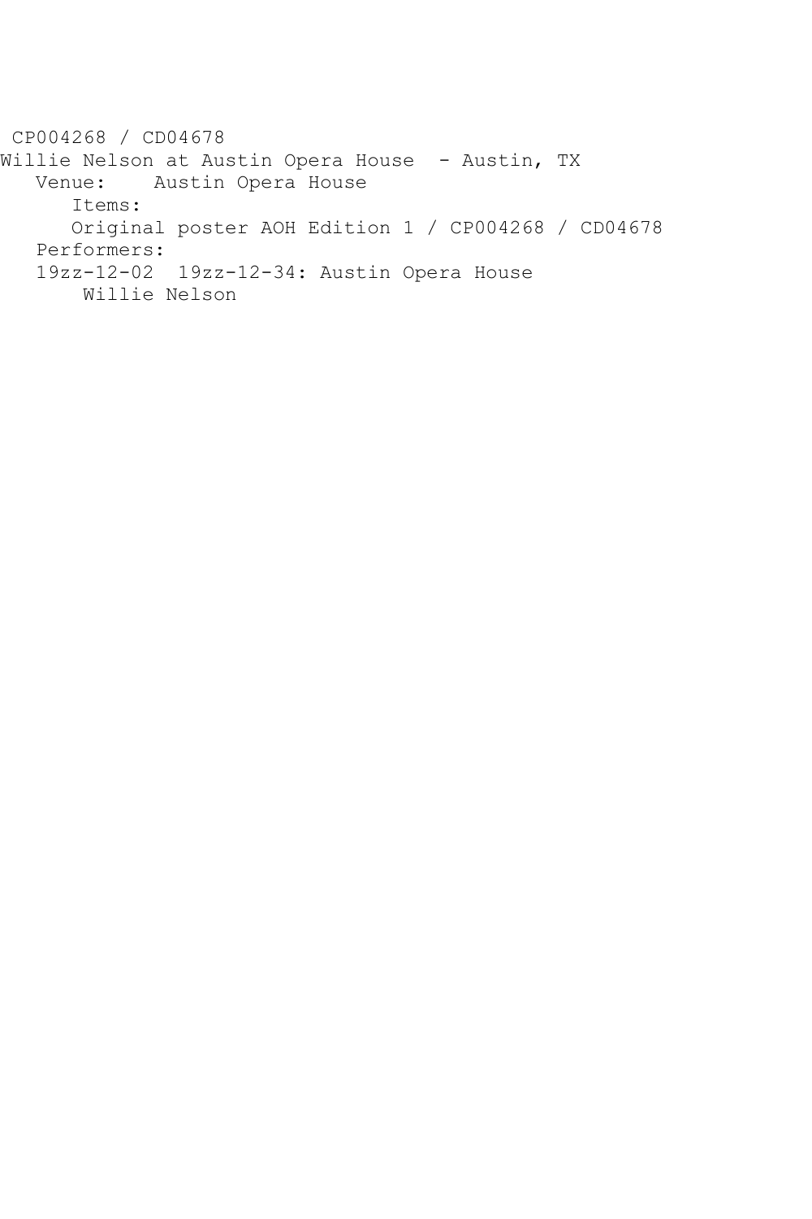CP004268 / CD04678
Willie Nelson at Austin Opera House - Austin, TX
Venue: Austin Opera House
Items:
Original poster AOH Edition 1 / CP004268 / CD04678
Performers:
19zz-12-02 19zz-12-34: Austin Opera House
Willie Nelson